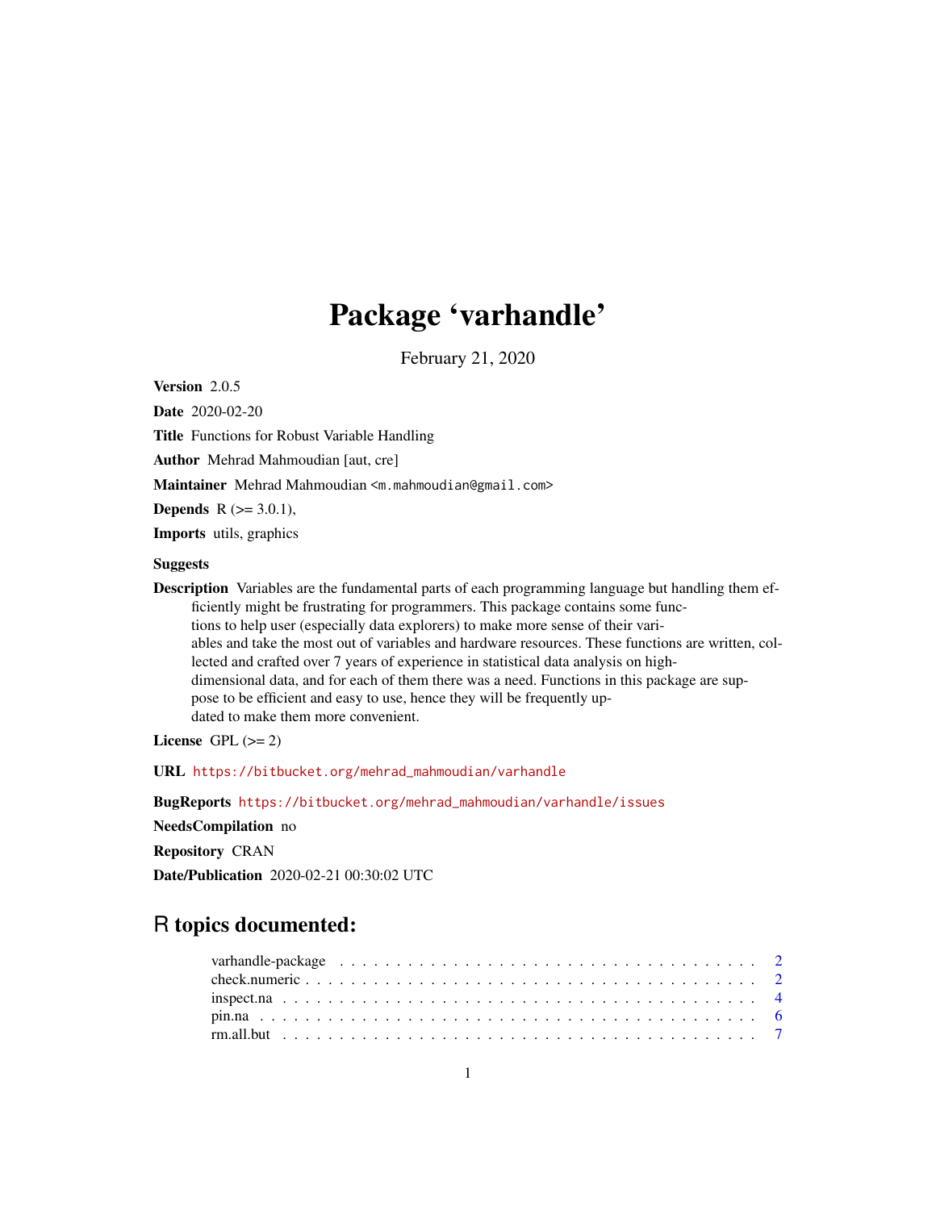# Package 'varhandle'

February 21, 2020

**Version** 2.0.5

**Date** 2020-02-20

**Title** Functions for Robust Variable Handling

**Author** Mehrad Mahmoudian [aut, cre]

**Maintainer** Mehrad Mahmoudian <m.mahmoudian@gmail.com>

**Depends** R (>= 3.0.1),

**Imports** utils, graphics

**Suggests**

**Description** Variables are the fundamental parts of each programming language but handling them efficiently might be frustrating for programmers. This package contains some functions to help user (especially data explorers) to make more sense of their variables and take the most out of variables and hardware resources. These functions are written, collected and crafted over 7 years of experience in statistical data analysis on high-dimensional data, and for each of them there was a need. Functions in this package are suppose to be efficient and easy to use, hence they will be frequently updated to make them more convenient.

**License** GPL (>= 2)

**URL** https://bitbucket.org/mehrad_mahmoudian/varhandle

**BugReports** https://bitbucket.org/mehrad_mahmoudian/varhandle/issues

**NeedsCompilation** no

**Repository** CRAN

**Date/Publication** 2020-02-21 00:30:02 UTC

## R topics documented:

| | |
|---|---|
| varhandle-package | 2 |
| check.numeric | 2 |
| inspect.na | 4 |
| pin.na | 6 |
| rm.all.but | 7 |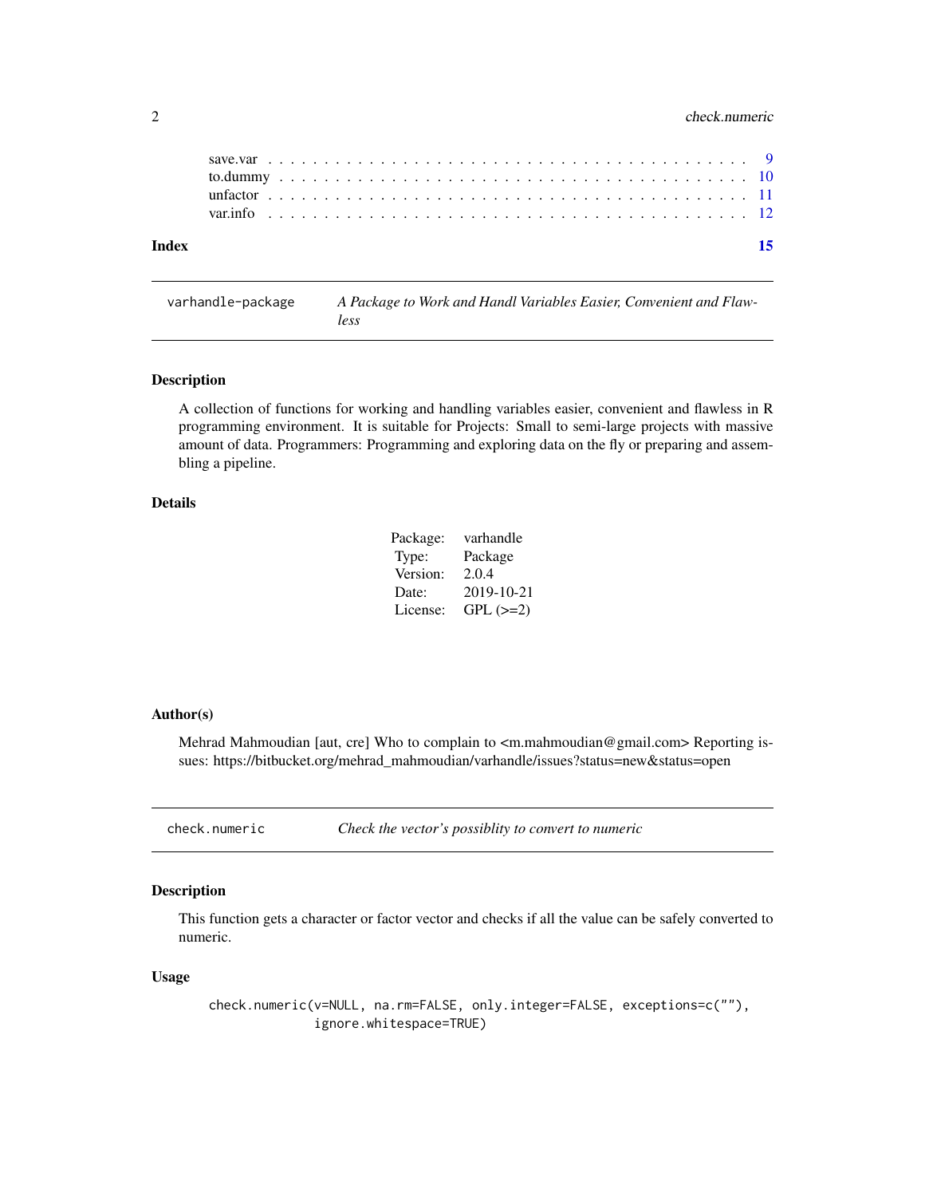save.var . . . . . . . . . . . . . . . . . . . . . . . . . . . . . . . . . . . . . . . . 9
to.dummy . . . . . . . . . . . . . . . . . . . . . . . . . . . . . . . . . . . . . . . . 10
unfactor . . . . . . . . . . . . . . . . . . . . . . . . . . . . . . . . . . . . . . . . 11
var.info . . . . . . . . . . . . . . . . . . . . . . . . . . . . . . . . . . . . . . . . 12

**Index** **15**

---

`varhandle-package` *A Package to Work and Handl Variables Easier, Convenient and Flawless*

---

### Description

A collection of functions for working and handling variables easier, convenient and flawless in R programming environment. It is suitable for Projects: Small to semi-large projects with massive amount of data. Programmers: Programming and exploring data on the fly or preparing and assembling a pipeline.

### Details

| | |
|---|---|
| Package: | varhandle |
| Type: | Package |
| Version: | 2.0.4 |
| Date: | 2019-10-21 |
| License: | GPL (>=2) |

### Author(s)

Mehrad Mahmoudian [aut, cre] Who to complain to <m.mahmoudian@gmail.com> Reporting issues: https://bitbucket.org/mehrad_mahmoudian/varhandle/issues?status=new&status=open

---

`check.numeric` *Check the vector's possiblity to convert to numeric*

---

### Description

This function gets a character or factor vector and checks if all the value can be safely converted to numeric.

### Usage

```
check.numeric(v=NULL, na.rm=FALSE, only.integer=FALSE, exceptions=c(""),
              ignore.whitespace=TRUE)
```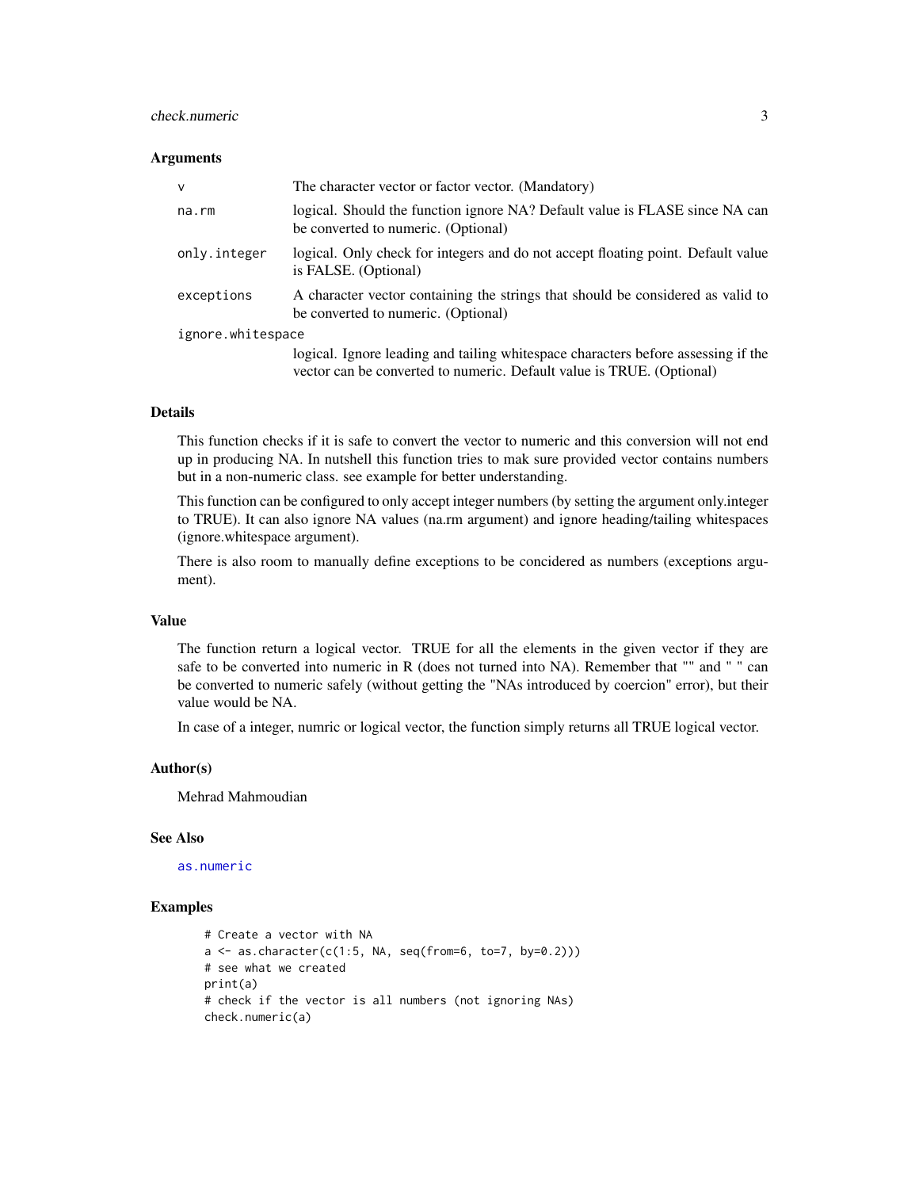### Arguments

| | |
|---|---|
| v | The character vector or factor vector. (Mandatory) |
| na.rm | logical. Should the function ignore NA? Default value is FLASE since NA can be converted to numeric. (Optional) |
| only.integer | logical. Only check for integers and do not accept floating point. Default value is FALSE. (Optional) |
| exceptions | A character vector containing the strings that should be considered as valid to be converted to numeric. (Optional) |
| ignore.whitespace | logical. Ignore leading and tailing whitespace characters before assessing if the vector can be converted to numeric. Default value is TRUE. (Optional) |

### Details

This function checks if it is safe to convert the vector to numeric and this conversion will not end up in producing NA. In nutshell this function tries to mak sure provided vector contains numbers but in a non-numeric class. see example for better understanding.

This function can be configured to only accept integer numbers (by setting the argument only.integer to TRUE). It can also ignore NA values (na.rm argument) and ignore heading/tailing whitespaces (ignore.whitespace argument).

There is also room to manually define exceptions to be concidered as numbers (exceptions argument).

### Value

The function return a logical vector. TRUE for all the elements in the given vector if they are safe to be converted into numeric in R (does not turned into NA). Remember that "" and " " can be converted to numeric safely (without getting the "NAs introduced by coercion" error), but their value would be NA.

In case of a integer, numric or logical vector, the function simply returns all TRUE logical vector.

### Author(s)

Mehrad Mahmoudian

### See Also

as.numeric

### Examples

```
# Create a vector with NA
a <- as.character(c(1:5, NA, seq(from=6, to=7, by=0.2)))
# see what we created
print(a)
# check if the vector is all numbers (not ignoring NAs)
check.numeric(a)
```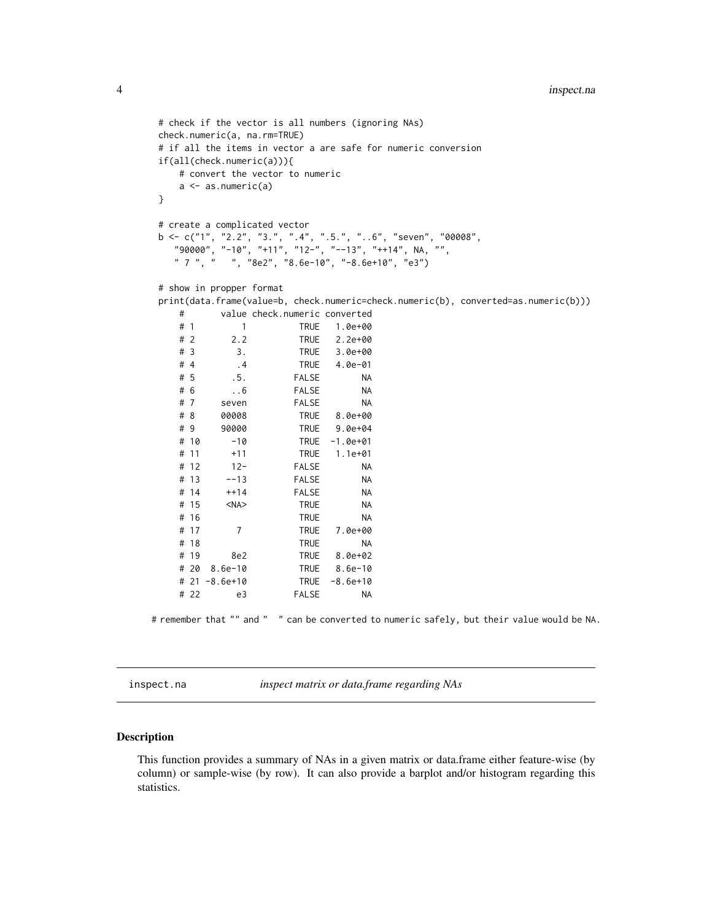```
# check if the vector is all numbers (ignoring NAs)
check.numeric(a, na.rm=TRUE)
# if all the items in vector a are safe for numeric conversion
if(all(check.numeric(a))){
    # convert the vector to numeric
    a <- as.numeric(a)
}

# create a complicated vector
b <- c("1", "2.2", "3.", ".4", ".5.", "..6", "seven", "00008",
   "90000", "-10", "+11", "12-", "--13", "++14", NA, "",
   " 7 ", "   ", "8e2", "8.6e-10", "-8.6e+10", "e3")

# show in propper format
print(data.frame(value=b, check.numeric=check.numeric(b), converted=as.numeric(b)))
    #       value check.numeric converted
    # 1         1          TRUE   1.0e+00
    # 2       2.2          TRUE   2.2e+00
    # 3        3.          TRUE   3.0e+00
    # 4        .4          TRUE   4.0e-01
    # 5       .5.         FALSE        NA
    # 6       ..6         FALSE        NA
    # 7     seven         FALSE        NA
    # 8     00008          TRUE   8.0e+00
    # 9     90000          TRUE   9.0e+04
    # 10      -10          TRUE  -1.0e+01
    # 11      +11          TRUE   1.1e+01
    # 12      12-         FALSE        NA
    # 13     --13         FALSE        NA
    # 14     ++14         FALSE        NA
    # 15     <NA>          TRUE        NA
    # 16                   TRUE        NA
    # 17       7           TRUE   7.0e+00
    # 18                   TRUE        NA
    # 19      8e2          TRUE   8.0e+02
    # 20  8.6e-10          TRUE   8.6e-10
    # 21 -8.6e+10          TRUE  -8.6e+10
    # 22       e3         FALSE        NA

# remember that "" and "   " can be converted to numeric safely, but their value would be NA.
```

---

**inspect.na** — *inspect matrix or data.frame regarding NAs*

---

## Description

This function provides a summary of NAs in a given matrix or data.frame either feature-wise (by column) or sample-wise (by row). It can also provide a barplot and/or histogram regarding this statistics.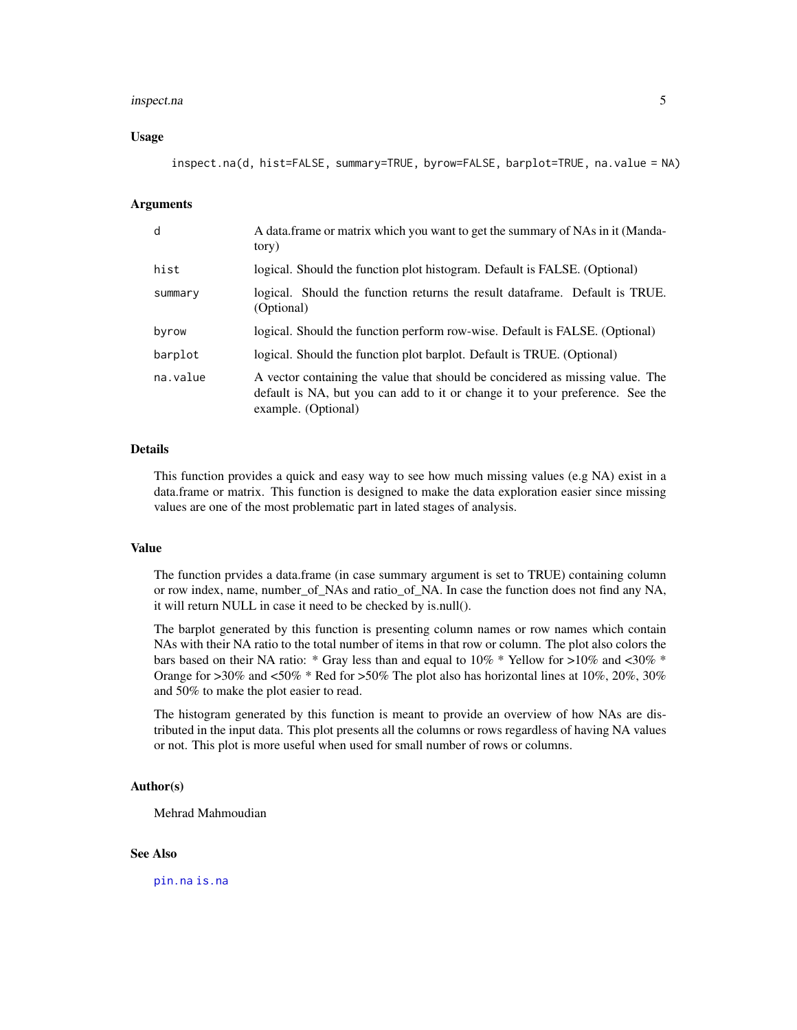## Usage

```
inspect.na(d, hist=FALSE, summary=TRUE, byrow=FALSE, barplot=TRUE, na.value = NA)
```

## Arguments

| | |
|---|---|
| d | A data.frame or matrix which you want to get the summary of NAs in it (Mandatory) |
| hist | logical. Should the function plot histogram. Default is FALSE. (Optional) |
| summary | logical. Should the function returns the result dataframe. Default is TRUE. (Optional) |
| byrow | logical. Should the function perform row-wise. Default is FALSE. (Optional) |
| barplot | logical. Should the function plot barplot. Default is TRUE. (Optional) |
| na.value | A vector containing the value that should be concidered as missing value. The default is NA, but you can add to it or change it to your preference. See the example. (Optional) |

## Details

This function provides a quick and easy way to see how much missing values (e.g NA) exist in a data.frame or matrix. This function is designed to make the data exploration easier since missing values are one of the most problematic part in lated stages of analysis.

## Value

The function prvides a data.frame (in case summary argument is set to TRUE) containing column or row index, name, number_of_NAs and ratio_of_NA. In case the function does not find any NA, it will return NULL in case it need to be checked by is.null().

The barplot generated by this function is presenting column names or row names which contain NAs with their NA ratio to the total number of items in that row or column. The plot also colors the bars based on their NA ratio: * Gray less than and equal to 10% * Yellow for >10% and <30% * Orange for >30% and <50% * Red for >50% The plot also has horizontal lines at 10%, 20%, 30% and 50% to make the plot easier to read.

The histogram generated by this function is meant to provide an overview of how NAs are distributed in the input data. This plot presents all the columns or rows regardless of having NA values or not. This plot is more useful when used for small number of rows or columns.

## Author(s)

Mehrad Mahmoudian

## See Also

pin.na is.na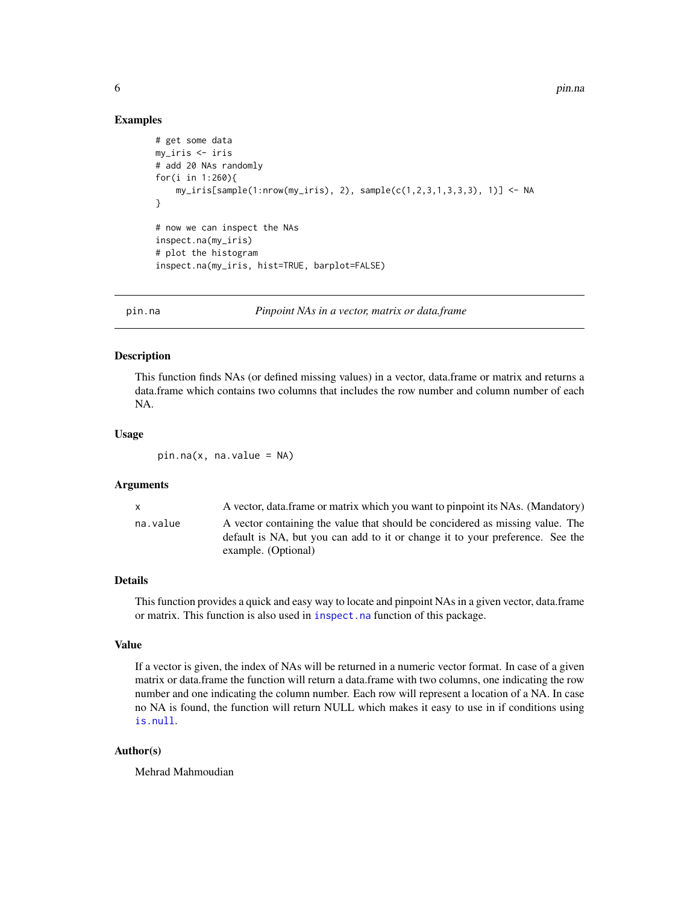## Examples

```
# get some data
my_iris <- iris
# add 20 NAs randomly
for(i in 1:260){
    my_iris[sample(1:nrow(my_iris), 2), sample(c(1,2,3,1,3,3,3), 1)] <- NA
}

# now we can inspect the NAs
inspect.na(my_iris)
# plot the histogram
inspect.na(my_iris, hist=TRUE, barplot=FALSE)
```

---

# pin.na — *Pinpoint NAs in a vector, matrix or data.frame*

## Description

This function finds NAs (or defined missing values) in a vector, data.frame or matrix and returns a data.frame which contains two columns that includes the row number and column number of each NA.

## Usage

```
pin.na(x, na.value = NA)
```

## Arguments

| | |
|---|---|
| `x` | A vector, data.frame or matrix which you want to pinpoint its NAs. (Mandatory) |
| `na.value` | A vector containing the value that should be concidered as missing value. The default is NA, but you can add to it or change it to your preference. See the example. (Optional) |

## Details

This function provides a quick and easy way to locate and pinpoint NAs in a given vector, data.frame or matrix. This function is also used in `inspect.na` function of this package.

## Value

If a vector is given, the index of NAs will be returned in a numeric vector format. In case of a given matrix or data.frame the function will return a data.frame with two columns, one indicating the row number and one indicating the column number. Each row will represent a location of a NA. In case no NA is found, the function will return NULL which makes it easy to use in if conditions using `is.null`.

## Author(s)

Mehrad Mahmoudian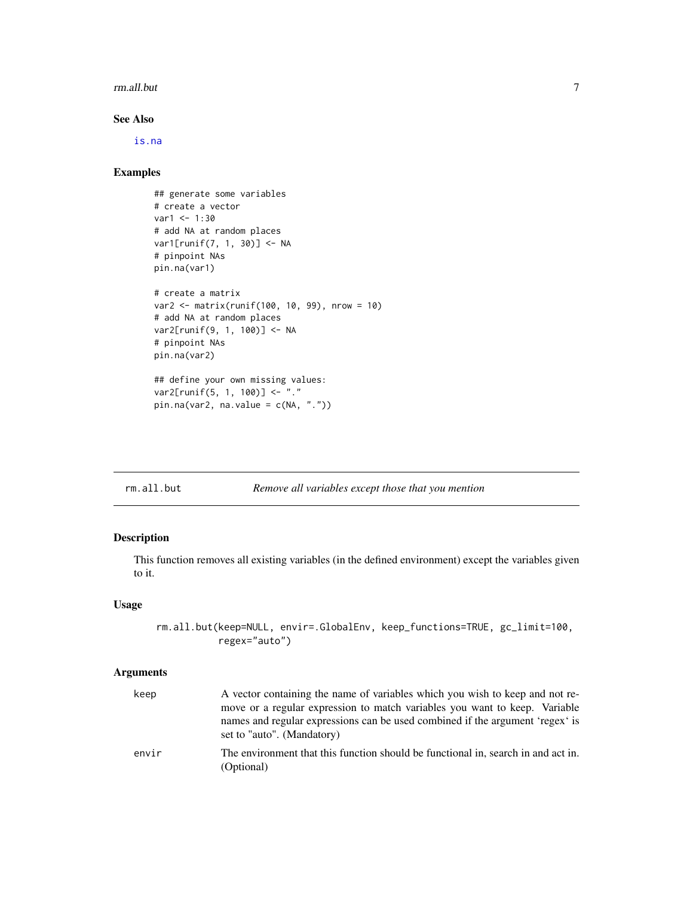### See Also

is.na

### Examples

```
## generate some variables
# create a vector
var1 <- 1:30
# add NA at random places
var1[runif(7, 1, 30)] <- NA
# pinpoint NAs
pin.na(var1)

# create a matrix
var2 <- matrix(runif(100, 10, 99), nrow = 10)
# add NA at random places
var2[runif(9, 1, 100)] <- NA
# pinpoint NAs
pin.na(var2)

## define your own missing values:
var2[runif(5, 1, 100)] <- "."
pin.na(var2, na.value = c(NA, "."))
```

---

## rm.all.but — *Remove all variables except those that you mention*

### Description

This function removes all existing variables (in the defined environment) except the variables given to it.

### Usage

```
rm.all.but(keep=NULL, envir=.GlobalEnv, keep_functions=TRUE, gc_limit=100,
           regex="auto")
```

### Arguments

| | |
|---|---|
| keep | A vector containing the name of variables which you wish to keep and not remove or a regular expression to match variables you want to keep. Variable names and regular expressions can be used combined if the argument 'regex' is set to "auto". (Mandatory) |
| envir | The environment that this function should be functional in, search in and act in. (Optional) |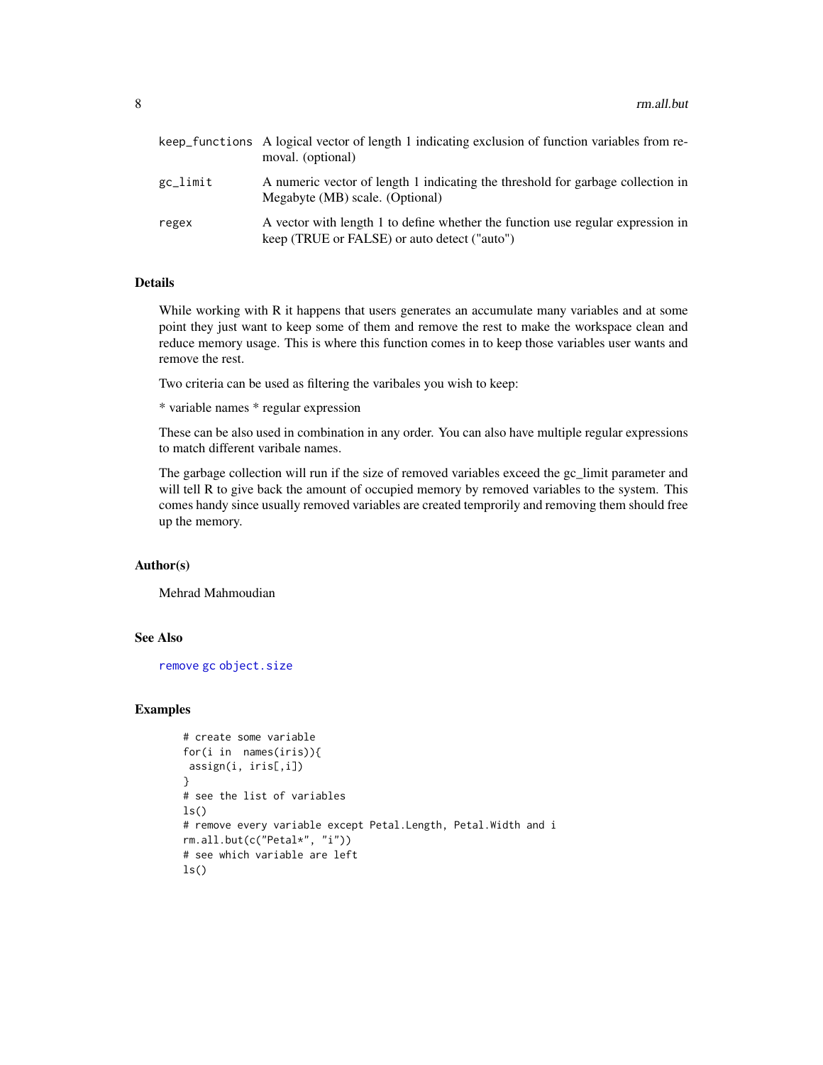| | |
|---|---|
| keep_functions | A logical vector of length 1 indicating exclusion of function variables from removal. (optional) |
| gc_limit | A numeric vector of length 1 indicating the threshold for garbage collection in Megabyte (MB) scale. (Optional) |
| regex | A vector with length 1 to define whether the function use regular expression in keep (TRUE or FALSE) or auto detect ("auto") |

## Details

While working with R it happens that users generates an accumulate many variables and at some point they just want to keep some of them and remove the rest to make the workspace clean and reduce memory usage. This is where this function comes in to keep those variables user wants and remove the rest.

Two criteria can be used as filtering the varibales you wish to keep:

* variable names * regular expression

These can be also used in combination in any order. You can also have multiple regular expressions to match different varibale names.

The garbage collection will run if the size of removed variables exceed the gc_limit parameter and will tell R to give back the amount of occupied memory by removed variables to the system. This comes handy since usually removed variables are created temprorily and removing them should free up the memory.

## Author(s)

Mehrad Mahmoudian

## See Also

remove gc object.size

## Examples

```
# create some variable
for(i in  names(iris)){
 assign(i, iris[,i])
}
# see the list of variables
ls()
# remove every variable except Petal.Length, Petal.Width and i
rm.all.but(c("Petal*", "i"))
# see which variable are left
ls()
```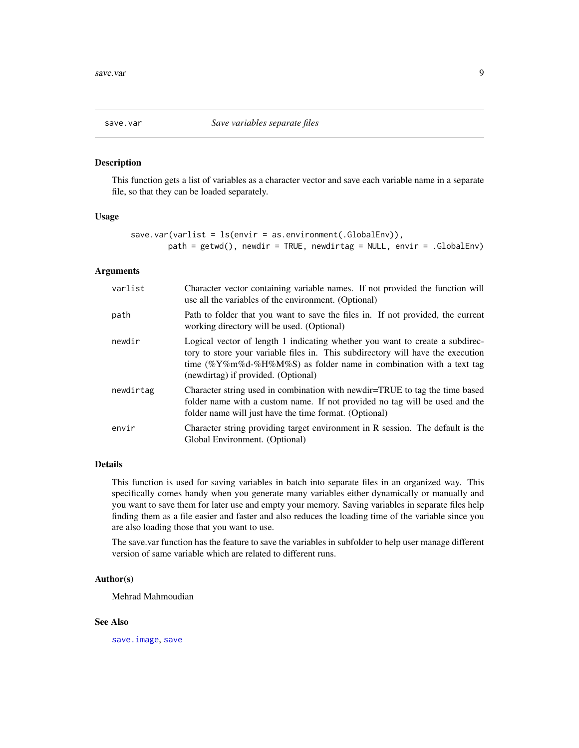## save.var — *Save variables separate files*

### Description

This function gets a list of variables as a character vector and save each variable name in a separate file, so that they can be loaded separately.

### Usage

```
save.var(varlist = ls(envir = as.environment(.GlobalEnv)),
       path = getwd(), newdir = TRUE, newdirtag = NULL, envir = .GlobalEnv)
```

### Arguments

| | |
|---|---|
| varlist | Character vector containing variable names. If not provided the function will use all the variables of the environment. (Optional) |
| path | Path to folder that you want to save the files in. If not provided, the current working directory will be used. (Optional) |
| newdir | Logical vector of length 1 indicating whether you want to create a subdirectory to store your variable files in. This subdirectory will have the execution time (%Y%m%d-%H%M%S) as folder name in combination with a text tag (newdirtag) if provided. (Optional) |
| newdirtag | Character string used in combination with newdir=TRUE to tag the time based folder name with a custom name. If not provided no tag will be used and the folder name will just have the time format. (Optional) |
| envir | Character string providing target environment in R session. The default is the Global Environment. (Optional) |

### Details

This function is used for saving variables in batch into separate files in an organized way. This specifically comes handy when you generate many variables either dynamically or manually and you want to save them for later use and empty your memory. Saving variables in separate files help finding them as a file easier and faster and also reduces the loading time of the variable since you are also loading those that you want to use.

The save.var function has the feature to save the variables in subfolder to help user manage different version of same variable which are related to different runs.

### Author(s)

Mehrad Mahmoudian

### See Also

save.image, save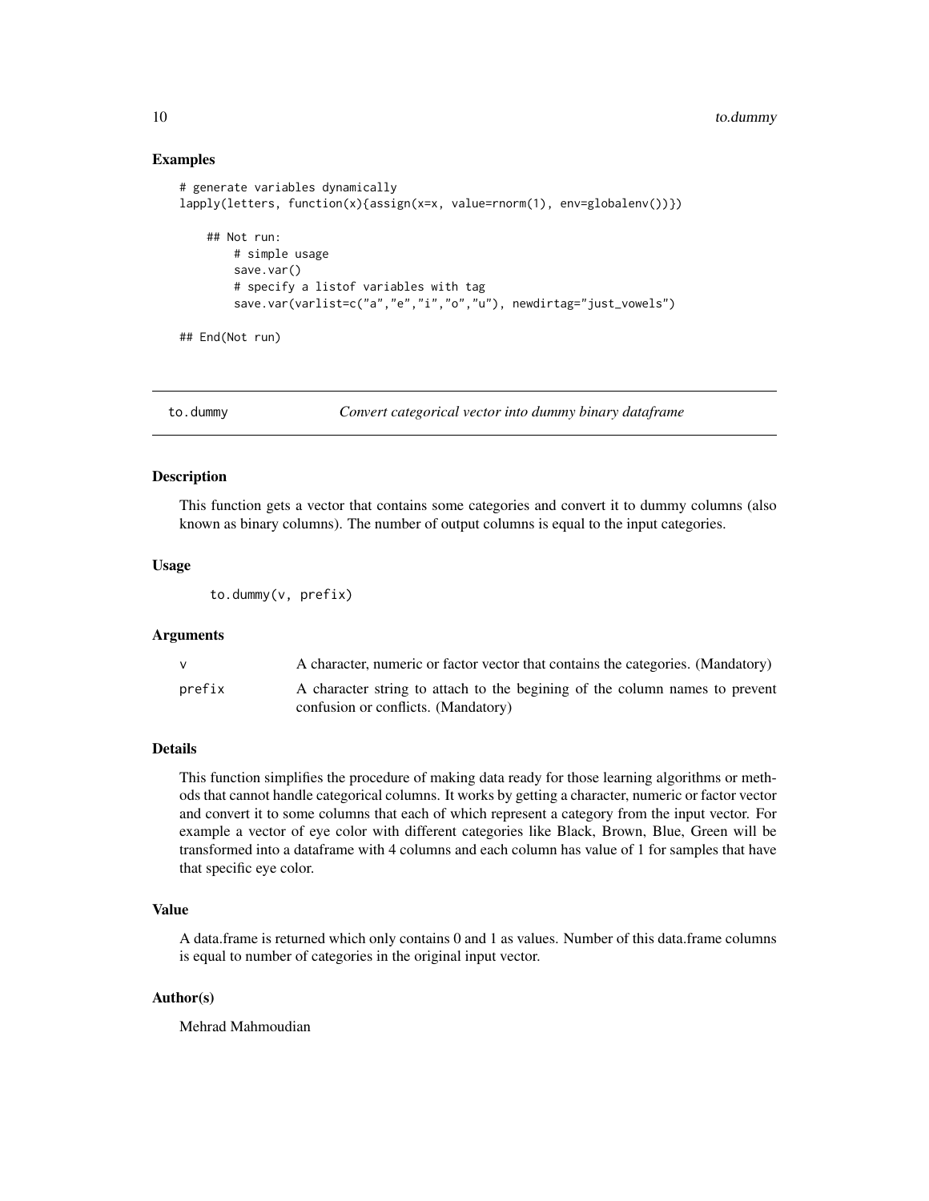### Examples

```
# generate variables dynamically
lapply(letters, function(x){assign(x=x, value=rnorm(1), env=globalenv())})

    ## Not run:
        # simple usage
        save.var()
        # specify a listof variables with tag
        save.var(varlist=c("a","e","i","o","u"), newdirtag="just_vowels")

## End(Not run)
```

---

## to.dummy — *Convert categorical vector into dummy binary dataframe*

---

### Description

This function gets a vector that contains some categories and convert it to dummy columns (also known as binary columns). The number of output columns is equal to the input categories.

### Usage

```
to.dummy(v, prefix)
```

### Arguments

| | |
|---|---|
| `v` | A character, numeric or factor vector that contains the categories. (Mandatory) |
| `prefix` | A character string to attach to the begining of the column names to prevent confusion or conflicts. (Mandatory) |

### Details

This function simplifies the procedure of making data ready for those learning algorithms or methods that cannot handle categorical columns. It works by getting a character, numeric or factor vector and convert it to some columns that each of which represent a category from the input vector. For example a vector of eye color with different categories like Black, Brown, Blue, Green will be transformed into a dataframe with 4 columns and each column has value of 1 for samples that have that specific eye color.

### Value

A data.frame is returned which only contains 0 and 1 as values. Number of this data.frame columns is equal to number of categories in the original input vector.

### Author(s)

Mehrad Mahmoudian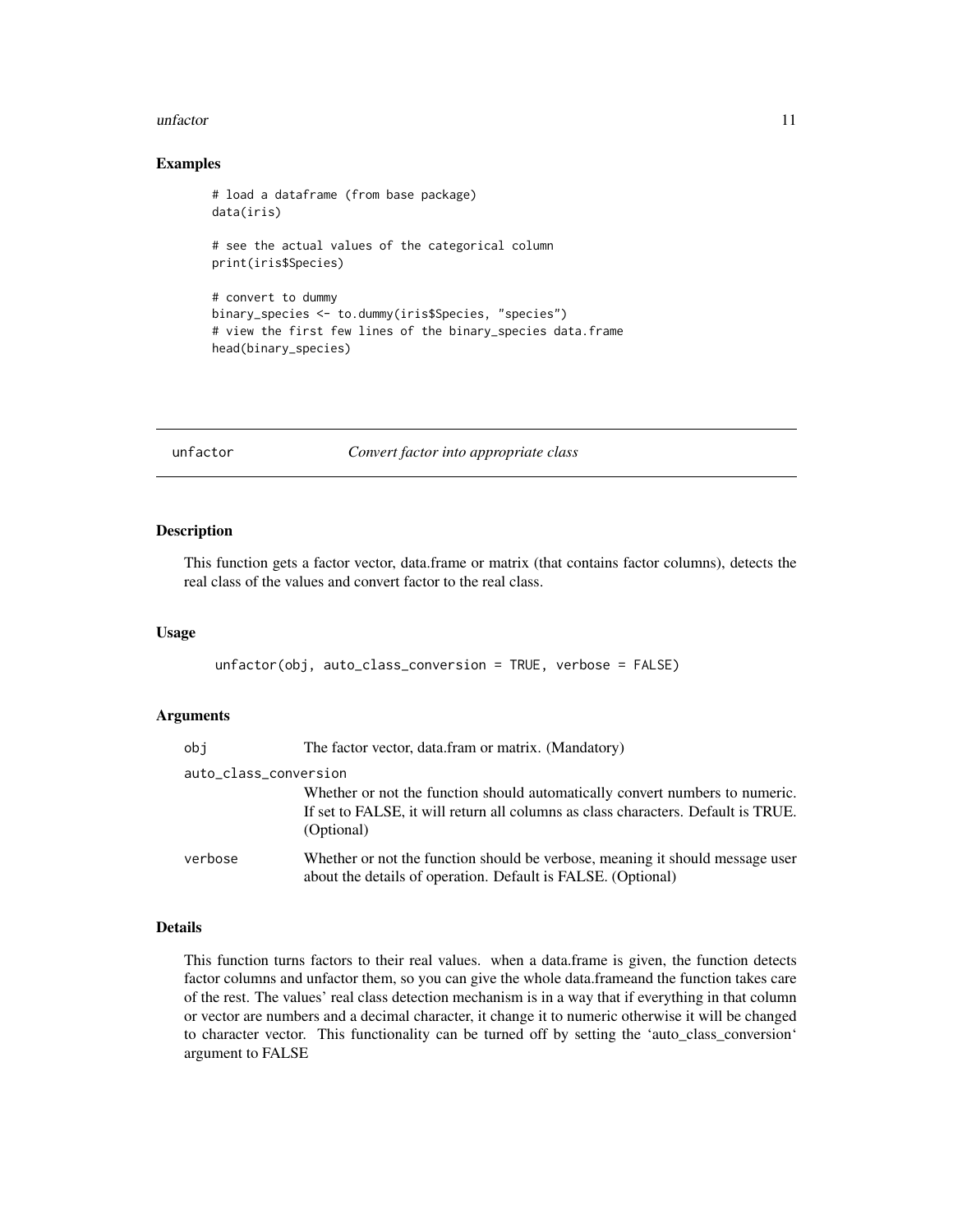## Examples

```
# load a dataframe (from base package)
data(iris)

# see the actual values of the categorical column
print(iris$Species)

# convert to dummy
binary_species <- to.dummy(iris$Species, "species")
# view the first few lines of the binary_species data.frame
head(binary_species)
```

---

# unfactor *Convert factor into appropriate class*

---

## Description

This function gets a factor vector, data.frame or matrix (that contains factor columns), detects the real class of the values and convert factor to the real class.

## Usage

```
unfactor(obj, auto_class_conversion = TRUE, verbose = FALSE)
```

## Arguments

| | |
|---|---|
| obj | The factor vector, data.fram or matrix. (Mandatory) |
| auto_class_conversion | Whether or not the function should automatically convert numbers to numeric. If set to FALSE, it will return all columns as class characters. Default is TRUE. (Optional) |
| verbose | Whether or not the function should be verbose, meaning it should message user about the details of operation. Default is FALSE. (Optional) |

## Details

This function turns factors to their real values. when a data.frame is given, the function detects factor columns and unfactor them, so you can give the whole data.frameand the function takes care of the rest. The values' real class detection mechanism is in a way that if everything in that column or vector are numbers and a decimal character, it change it to numeric otherwise it will be changed to character vector. This functionality can be turned off by setting the 'auto_class_conversion' argument to FALSE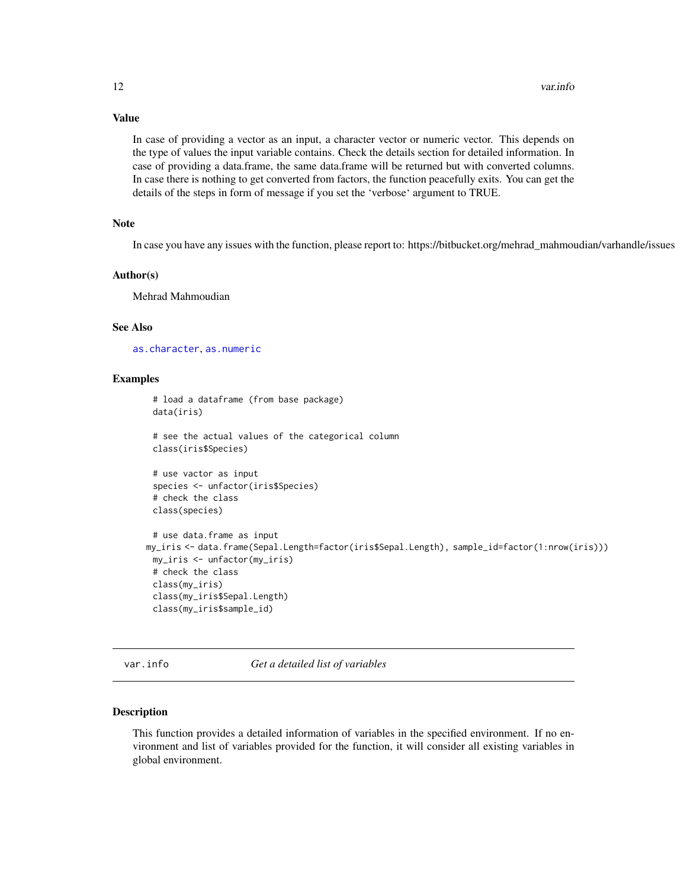### Value

In case of providing a vector as an input, a character vector or numeric vector. This depends on the type of values the input variable contains. Check the details section for detailed information. In case of providing a data.frame, the same data.frame will be returned but with converted columns. In case there is nothing to get converted from factors, the function peacefully exits. You can get the details of the steps in form of message if you set the 'verbose' argument to TRUE.

### Note

In case you have any issues with the function, please report to: https://bitbucket.org/mehrad_mahmoudian/varhandle/issues

### Author(s)

Mehrad Mahmoudian

### See Also

as.character, as.numeric

### Examples

```
# load a dataframe (from base package)
data(iris)

# see the actual values of the categorical column
class(iris$Species)

# use vactor as input
species <- unfactor(iris$Species)
# check the class
class(species)

# use data.frame as input
my_iris <- data.frame(Sepal.Length=factor(iris$Sepal.Length), sample_id=factor(1:nrow(iris)))
my_iris <- unfactor(my_iris)
# check the class
class(my_iris)
class(my_iris$Sepal.Length)
class(my_iris$sample_id)
```

---

## var.info *Get a detailed list of variables*

---

### Description

This function provides a detailed information of variables in the specified environment. If no environment and list of variables provided for the function, it will consider all existing variables in global environment.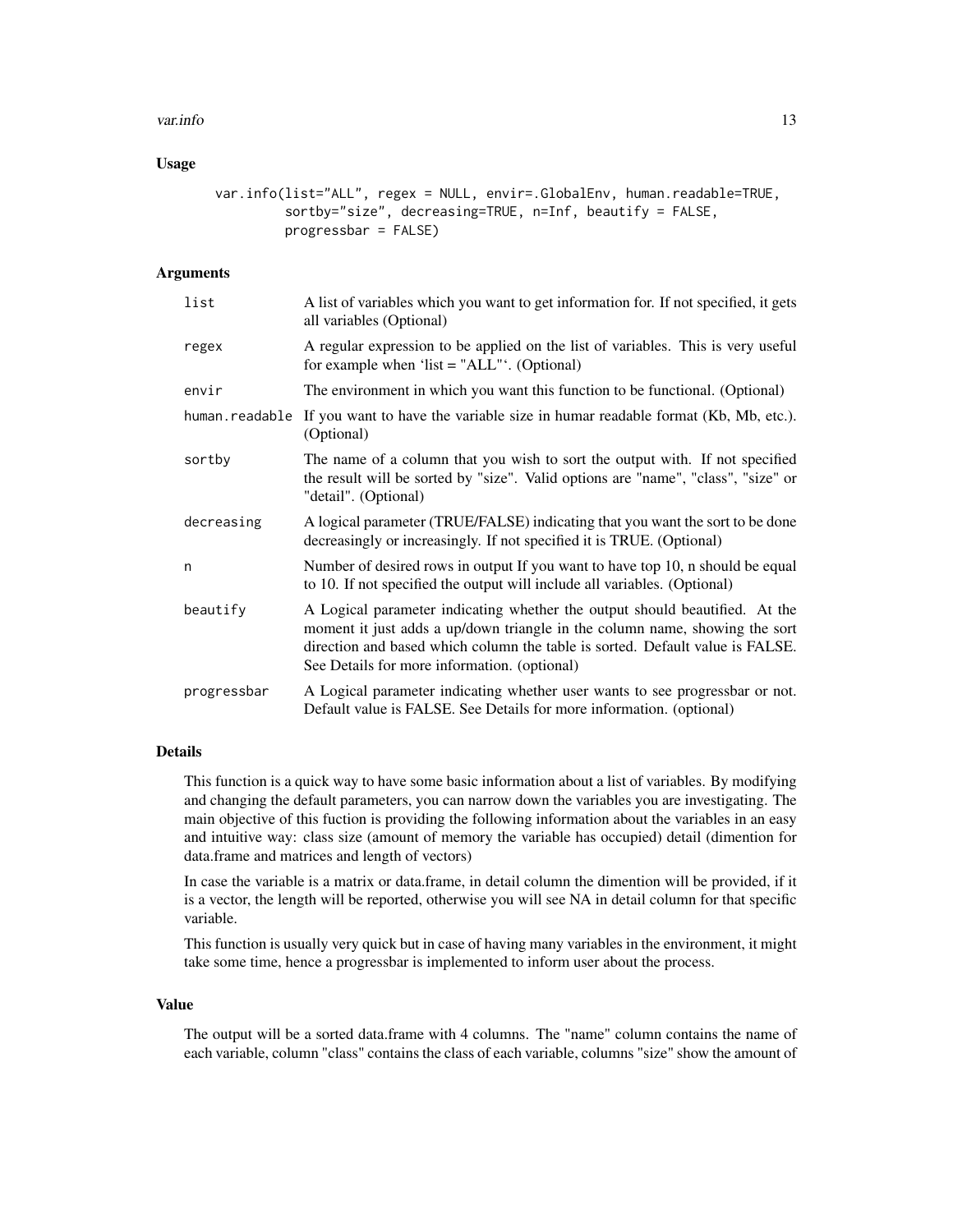### Usage

```
var.info(list="ALL", regex = NULL, envir=.GlobalEnv, human.readable=TRUE,
         sortby="size", decreasing=TRUE, n=Inf, beautify = FALSE,
         progressbar = FALSE)
```

### Arguments

| Argument | Description |
|---|---|
| list | A list of variables which you want to get information for. If not specified, it gets all variables (Optional) |
| regex | A regular expression to be applied on the list of variables. This is very useful for example when 'list = "ALL"'. (Optional) |
| envir | The environment in which you want this function to be functional. (Optional) |
| human.readable | If you want to have the variable size in humar readable format (Kb, Mb, etc.). (Optional) |
| sortby | The name of a column that you wish to sort the output with. If not specified the result will be sorted by "size". Valid options are "name", "class", "size" or "detail". (Optional) |
| decreasing | A logical parameter (TRUE/FALSE) indicating that you want the sort to be done decreasingly or increasingly. If not specified it is TRUE. (Optional) |
| n | Number of desired rows in output If you want to have top 10, n should be equal to 10. If not specified the output will include all variables. (Optional) |
| beautify | A Logical parameter indicating whether the output should beautified. At the moment it just adds a up/down triangle in the column name, showing the sort direction and based which column the table is sorted. Default value is FALSE. See Details for more information. (optional) |
| progressbar | A Logical parameter indicating whether user wants to see progressbar or not. Default value is FALSE. See Details for more information. (optional) |

### Details

This function is a quick way to have some basic information about a list of variables. By modifying and changing the default parameters, you can narrow down the variables you are investigating. The main objective of this fuction is providing the following information about the variables in an easy and intuitive way: class size (amount of memory the variable has occupied) detail (dimention for data.frame and matrices and length of vectors)

In case the variable is a matrix or data.frame, in detail column the dimention will be provided, if it is a vector, the length will be reported, otherwise you will see NA in detail column for that specific variable.

This function is usually very quick but in case of having many variables in the environment, it might take some time, hence a progressbar is implemented to inform user about the process.

### Value

The output will be a sorted data.frame with 4 columns. The "name" column contains the name of each variable, column "class" contains the class of each variable, columns "size" show the amount of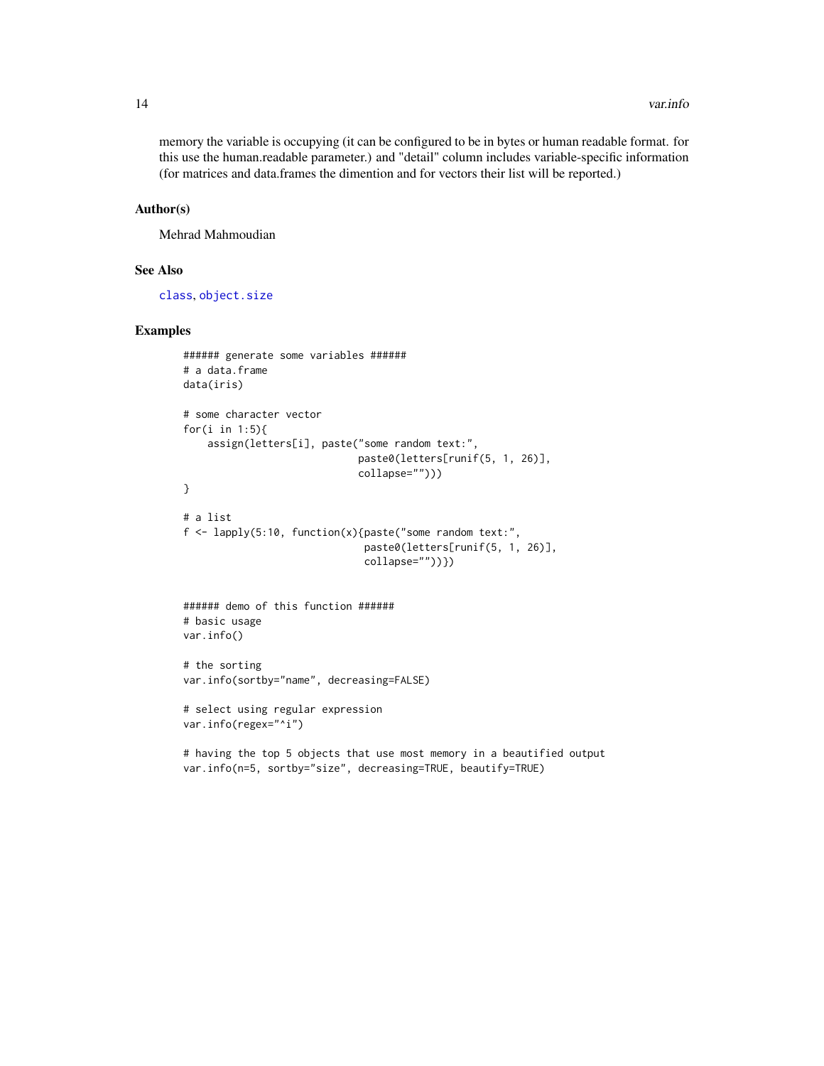memory the variable is occupying (it can be configured to be in bytes or human readable format. for this use the human.readable parameter.) and "detail" column includes variable-specific information (for matrices and data.frames the dimention and for vectors their list will be reported.)

## Author(s)

Mehrad Mahmoudian

## See Also

class, object.size

## Examples

```
###### generate some variables ######
# a data.frame
data(iris)

# some character vector
for(i in 1:5){
    assign(letters[i], paste("some random text:",
                             paste0(letters[runif(5, 1, 26)],
                             collapse="")))
}

# a list
f <- lapply(5:10, function(x){paste("some random text:",
                              paste0(letters[runif(5, 1, 26)],
                              collapse=""))})


###### demo of this function ######
# basic usage
var.info()

# the sorting
var.info(sortby="name", decreasing=FALSE)

# select using regular expression
var.info(regex="^i")

# having the top 5 objects that use most memory in a beautified output
var.info(n=5, sortby="size", decreasing=TRUE, beautify=TRUE)
```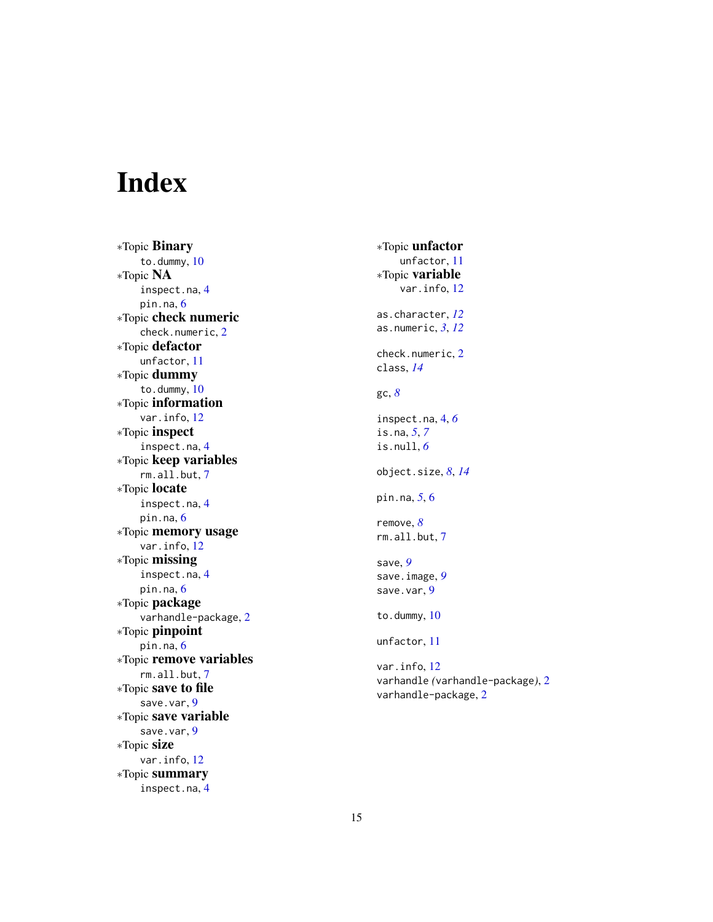# Index

*Topic **Binary**
  to.dummy, 10

*Topic **NA**
  inspect.na, 4
  pin.na, 6

*Topic **check numeric**
  check.numeric, 2

*Topic **defactor**
  unfactor, 11

*Topic **dummy**
  to.dummy, 10

*Topic **information**
  var.info, 12

*Topic **inspect**
  inspect.na, 4

*Topic **keep variables**
  rm.all.but, 7

*Topic **locate**
  inspect.na, 4
  pin.na, 6

*Topic **memory usage**
  var.info, 12

*Topic **missing**
  inspect.na, 4
  pin.na, 6

*Topic **package**
  varhandle-package, 2

*Topic **pinpoint**
  pin.na, 6

*Topic **remove variables**
  rm.all.but, 7

*Topic **save to file**
  save.var, 9

*Topic **save variable**
  save.var, 9

*Topic **size**
  var.info, 12

*Topic **summary**
  inspect.na, 4

*Topic **unfactor**
  unfactor, 11

*Topic **variable**
  var.info, 12

as.character, *12*
as.numeric, *3*, *12*

check.numeric, 2
class, *14*

gc, *8*

inspect.na, 4, *6*
is.na, *5*, *7*
is.null, *6*

object.size, *8*, *14*

pin.na, *5*, 6

remove, *8*
rm.all.but, 7

save, *9*
save.image, *9*
save.var, 9

to.dummy, 10

unfactor, 11

var.info, 12
varhandle *(*varhandle-package*)*, 2
varhandle-package, 2